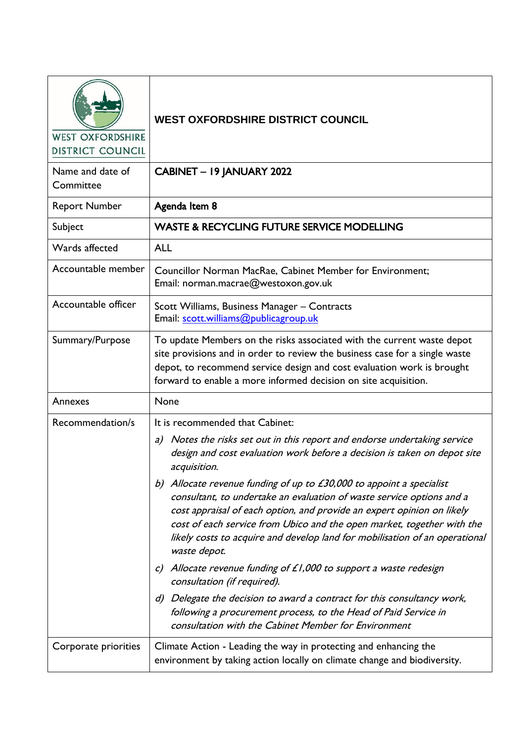| WEST OXFORDSHIRE DISTRICT COUNCIL | **WEST OXFORDSHIRE DISTRICT COUNCIL** |
|---|---|
| Name and date of Committee | **CABINET – 19 JANUARY 2022** |
| Report Number | **Agenda Item 8** |
| Subject | **WASTE & RECYCLING FUTURE SERVICE MODELLING** |
| Wards affected | ALL |
| Accountable member | Councillor Norman MacRae, Cabinet Member for Environment;<br>Email: norman.macrae@westoxon.gov.uk |
| Accountable officer | Scott Williams, Business Manager – Contracts<br>Email: scott.williams@publicagroup.uk |
| Summary/Purpose | To update Members on the risks associated with the current waste depot site provisions and in order to review the business case for a single waste depot, to recommend service design and cost evaluation work is brought forward to enable a more informed decision on site acquisition. |
| Annexes | None |
| Recommendation/s | It is recommended that Cabinet:<br>a) *Notes the risks set out in this report and endorse undertaking service design and cost evaluation work before a decision is taken on depot site acquisition.*<br>b) *Allocate revenue funding of up to £30,000 to appoint a specialist consultant, to undertake an evaluation of waste service options and a cost appraisal of each option, and provide an expert opinion on likely cost of each service from Ubico and the open market, together with the likely costs to acquire and develop land for mobilisation of an operational waste depot.*<br>c) *Allocate revenue funding of £1,000 to support a waste redesign consultation (if required).*<br>d) *Delegate the decision to award a contract for this consultancy work, following a procurement process, to the Head of Paid Service in consultation with the Cabinet Member for Environment* |
| Corporate priorities | Climate Action - Leading the way in protecting and enhancing the environment by taking action locally on climate change and biodiversity. |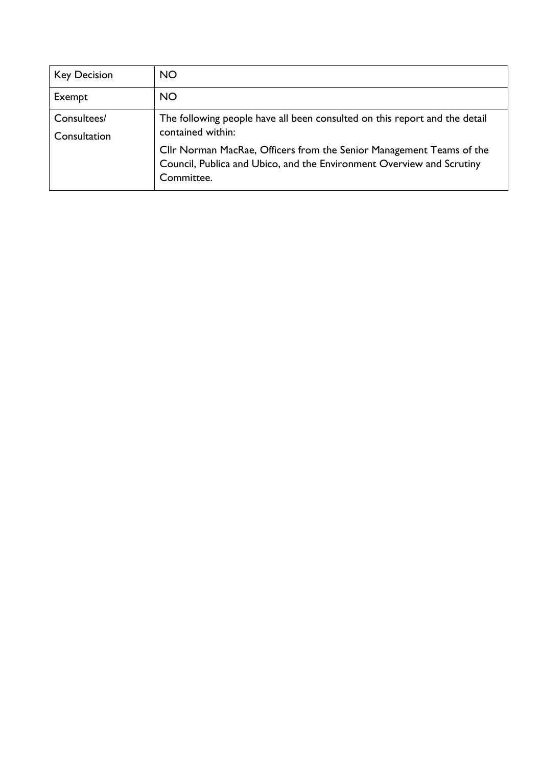| | |
|---|---|
| Key Decision | NO |
| Exempt | NO |
| Consultees/ Consultation | The following people have all been consulted on this report and the detail contained within:<br><br>Cllr Norman MacRae, Officers from the Senior Management Teams of the Council, Publica and Ubico, and the Environment Overview and Scrutiny Committee. |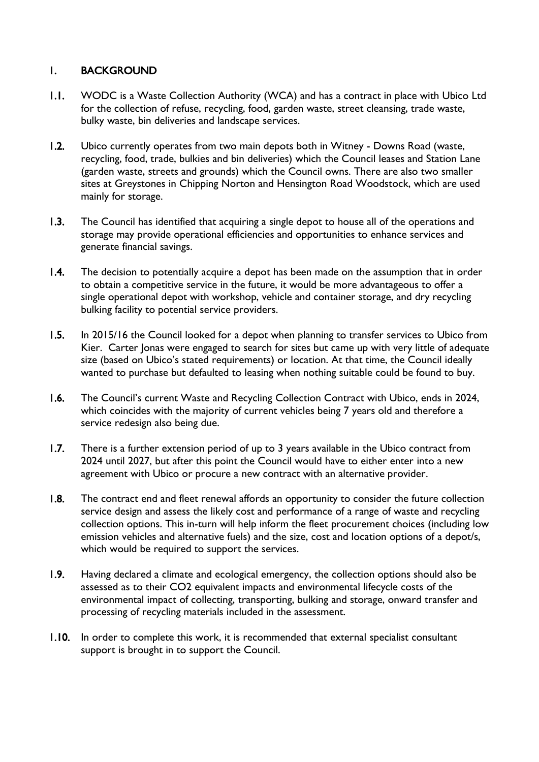## 1. BACKGROUND

1.1. WODC is a Waste Collection Authority (WCA) and has a contract in place with Ubico Ltd for the collection of refuse, recycling, food, garden waste, street cleansing, trade waste, bulky waste, bin deliveries and landscape services.

1.2. Ubico currently operates from two main depots both in Witney - Downs Road (waste, recycling, food, trade, bulkies and bin deliveries) which the Council leases and Station Lane (garden waste, streets and grounds) which the Council owns. There are also two smaller sites at Greystones in Chipping Norton and Hensington Road Woodstock, which are used mainly for storage.

1.3. The Council has identified that acquiring a single depot to house all of the operations and storage may provide operational efficiencies and opportunities to enhance services and generate financial savings.

1.4. The decision to potentially acquire a depot has been made on the assumption that in order to obtain a competitive service in the future, it would be more advantageous to offer a single operational depot with workshop, vehicle and container storage, and dry recycling bulking facility to potential service providers.

1.5. In 2015/16 the Council looked for a depot when planning to transfer services to Ubico from Kier. Carter Jonas were engaged to search for sites but came up with very little of adequate size (based on Ubico's stated requirements) or location. At that time, the Council ideally wanted to purchase but defaulted to leasing when nothing suitable could be found to buy.

1.6. The Council's current Waste and Recycling Collection Contract with Ubico, ends in 2024, which coincides with the majority of current vehicles being 7 years old and therefore a service redesign also being due.

1.7. There is a further extension period of up to 3 years available in the Ubico contract from 2024 until 2027, but after this point the Council would have to either enter into a new agreement with Ubico or procure a new contract with an alternative provider.

1.8. The contract end and fleet renewal affords an opportunity to consider the future collection service design and assess the likely cost and performance of a range of waste and recycling collection options. This in-turn will help inform the fleet procurement choices (including low emission vehicles and alternative fuels) and the size, cost and location options of a depot/s, which would be required to support the services.

1.9. Having declared a climate and ecological emergency, the collection options should also be assessed as to their $CO_2$ equivalent impacts and environmental lifecycle costs of the environmental impact of collecting, transporting, bulking and storage, onward transfer and processing of recycling materials included in the assessment.

1.10. In order to complete this work, it is recommended that external specialist consultant support is brought in to support the Council.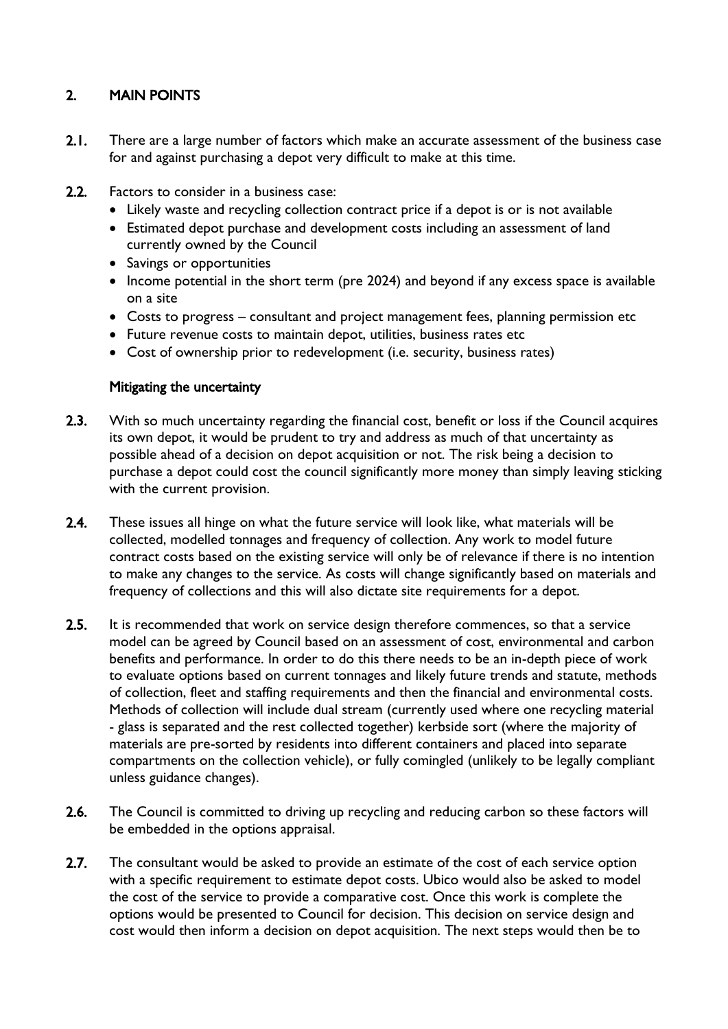## 2. MAIN POINTS

2.1. There are a large number of factors which make an accurate assessment of the business case for and against purchasing a depot very difficult to make at this time.

2.2. Factors to consider in a business case:

- Likely waste and recycling collection contract price if a depot is or is not available
- Estimated depot purchase and development costs including an assessment of land currently owned by the Council
- Savings or opportunities
- Income potential in the short term (pre 2024) and beyond if any excess space is available on a site
- Costs to progress – consultant and project management fees, planning permission etc
- Future revenue costs to maintain depot, utilities, business rates etc
- Cost of ownership prior to redevelopment (i.e. security, business rates)

### Mitigating the uncertainty

2.3. With so much uncertainty regarding the financial cost, benefit or loss if the Council acquires its own depot, it would be prudent to try and address as much of that uncertainty as possible ahead of a decision on depot acquisition or not. The risk being a decision to purchase a depot could cost the council significantly more money than simply leaving sticking with the current provision.

2.4. These issues all hinge on what the future service will look like, what materials will be collected, modelled tonnages and frequency of collection. Any work to model future contract costs based on the existing service will only be of relevance if there is no intention to make any changes to the service. As costs will change significantly based on materials and frequency of collections and this will also dictate site requirements for a depot.

2.5. It is recommended that work on service design therefore commences, so that a service model can be agreed by Council based on an assessment of cost, environmental and carbon benefits and performance. In order to do this there needs to be an in-depth piece of work to evaluate options based on current tonnages and likely future trends and statute, methods of collection, fleet and staffing requirements and then the financial and environmental costs. Methods of collection will include dual stream (currently used where one recycling material - glass is separated and the rest collected together) kerbside sort (where the majority of materials are pre-sorted by residents into different containers and placed into separate compartments on the collection vehicle), or fully comingled (unlikely to be legally compliant unless guidance changes).

2.6. The Council is committed to driving up recycling and reducing carbon so these factors will be embedded in the options appraisal.

2.7. The consultant would be asked to provide an estimate of the cost of each service option with a specific requirement to estimate depot costs. Ubico would also be asked to model the cost of the service to provide a comparative cost. Once this work is complete the options would be presented to Council for decision. This decision on service design and cost would then inform a decision on depot acquisition. The next steps would then be to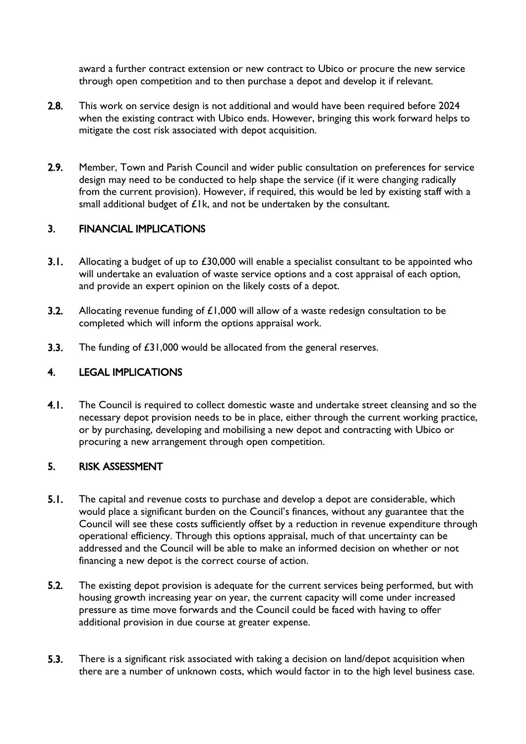award a further contract extension or new contract to Ubico or procure the new service through open competition and to then purchase a depot and develop it if relevant.

**2.8.** This work on service design is not additional and would have been required before 2024 when the existing contract with Ubico ends. However, bringing this work forward helps to mitigate the cost risk associated with depot acquisition.

**2.9.** Member, Town and Parish Council and wider public consultation on preferences for service design may need to be conducted to help shape the service (if it were changing radically from the current provision). However, if required, this would be led by existing staff with a small additional budget of £1k, and not be undertaken by the consultant.

## 3. FINANCIAL IMPLICATIONS

**3.1.** Allocating a budget of up to £30,000 will enable a specialist consultant to be appointed who will undertake an evaluation of waste service options and a cost appraisal of each option, and provide an expert opinion on the likely costs of a depot.

**3.2.** Allocating revenue funding of £1,000 will allow of a waste redesign consultation to be completed which will inform the options appraisal work.

**3.3.** The funding of £31,000 would be allocated from the general reserves.

## 4. LEGAL IMPLICATIONS

**4.1.** The Council is required to collect domestic waste and undertake street cleansing and so the necessary depot provision needs to be in place, either through the current working practice, or by purchasing, developing and mobilising a new depot and contracting with Ubico or procuring a new arrangement through open competition.

## 5. RISK ASSESSMENT

**5.1.** The capital and revenue costs to purchase and develop a depot are considerable, which would place a significant burden on the Council's finances, without any guarantee that the Council will see these costs sufficiently offset by a reduction in revenue expenditure through operational efficiency. Through this options appraisal, much of that uncertainty can be addressed and the Council will be able to make an informed decision on whether or not financing a new depot is the correct course of action.

**5.2.** The existing depot provision is adequate for the current services being performed, but with housing growth increasing year on year, the current capacity will come under increased pressure as time move forwards and the Council could be faced with having to offer additional provision in due course at greater expense.

**5.3.** There is a significant risk associated with taking a decision on land/depot acquisition when there are a number of unknown costs, which would factor in to the high level business case.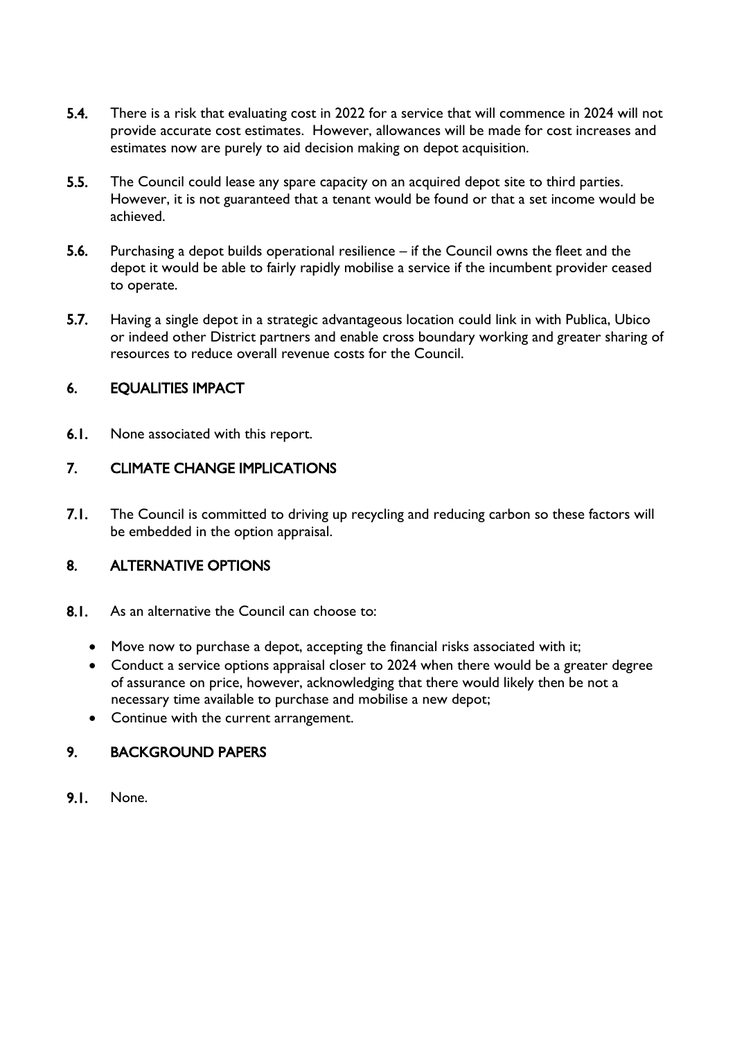5.4. There is a risk that evaluating cost in 2022 for a service that will commence in 2024 will not provide accurate cost estimates. However, allowances will be made for cost increases and estimates now are purely to aid decision making on depot acquisition.

5.5. The Council could lease any spare capacity on an acquired depot site to third parties. However, it is not guaranteed that a tenant would be found or that a set income would be achieved.

5.6. Purchasing a depot builds operational resilience – if the Council owns the fleet and the depot it would be able to fairly rapidly mobilise a service if the incumbent provider ceased to operate.

5.7. Having a single depot in a strategic advantageous location could link in with Publica, Ubico or indeed other District partners and enable cross boundary working and greater sharing of resources to reduce overall revenue costs for the Council.

## 6. EQUALITIES IMPACT

6.1. None associated with this report.

## 7. CLIMATE CHANGE IMPLICATIONS

7.1. The Council is committed to driving up recycling and reducing carbon so these factors will be embedded in the option appraisal.

## 8. ALTERNATIVE OPTIONS

8.1. As an alternative the Council can choose to:

- Move now to purchase a depot, accepting the financial risks associated with it;
- Conduct a service options appraisal closer to 2024 when there would be a greater degree of assurance on price, however, acknowledging that there would likely then be not a necessary time available to purchase and mobilise a new depot;
- Continue with the current arrangement.

## 9. BACKGROUND PAPERS

9.1. None.